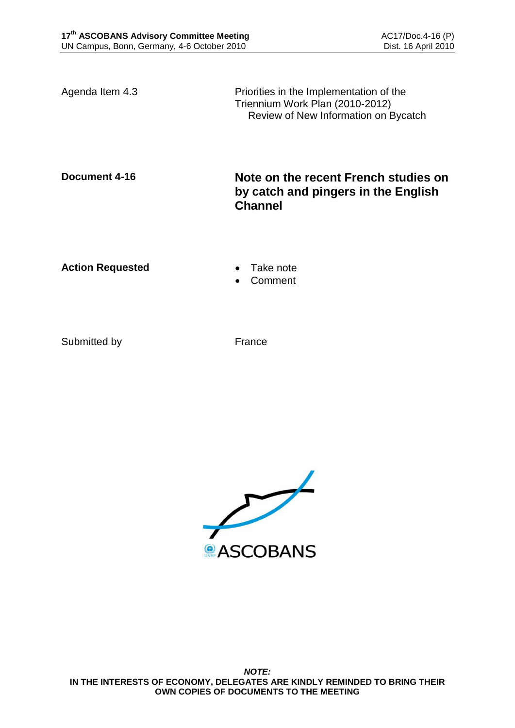| | |
|---|---|
| Agenda Item 4.3 | Priorities in the Implementation of the Triennium Work Plan (2010-2012)<br>Review of New Information on Bycatch |
| **Document 4-16** | **Note on the recent French studies on by catch and pingers in the English Channel** |
| **Action Requested** | • Take note<br>• Comment |
| Submitted by | France |

**NOTE:**
**IN THE INTERESTS OF ECONOMY, DELEGATES ARE KINDLY REMINDED TO BRING THEIR OWN COPIES OF DOCUMENTS TO THE MEETING**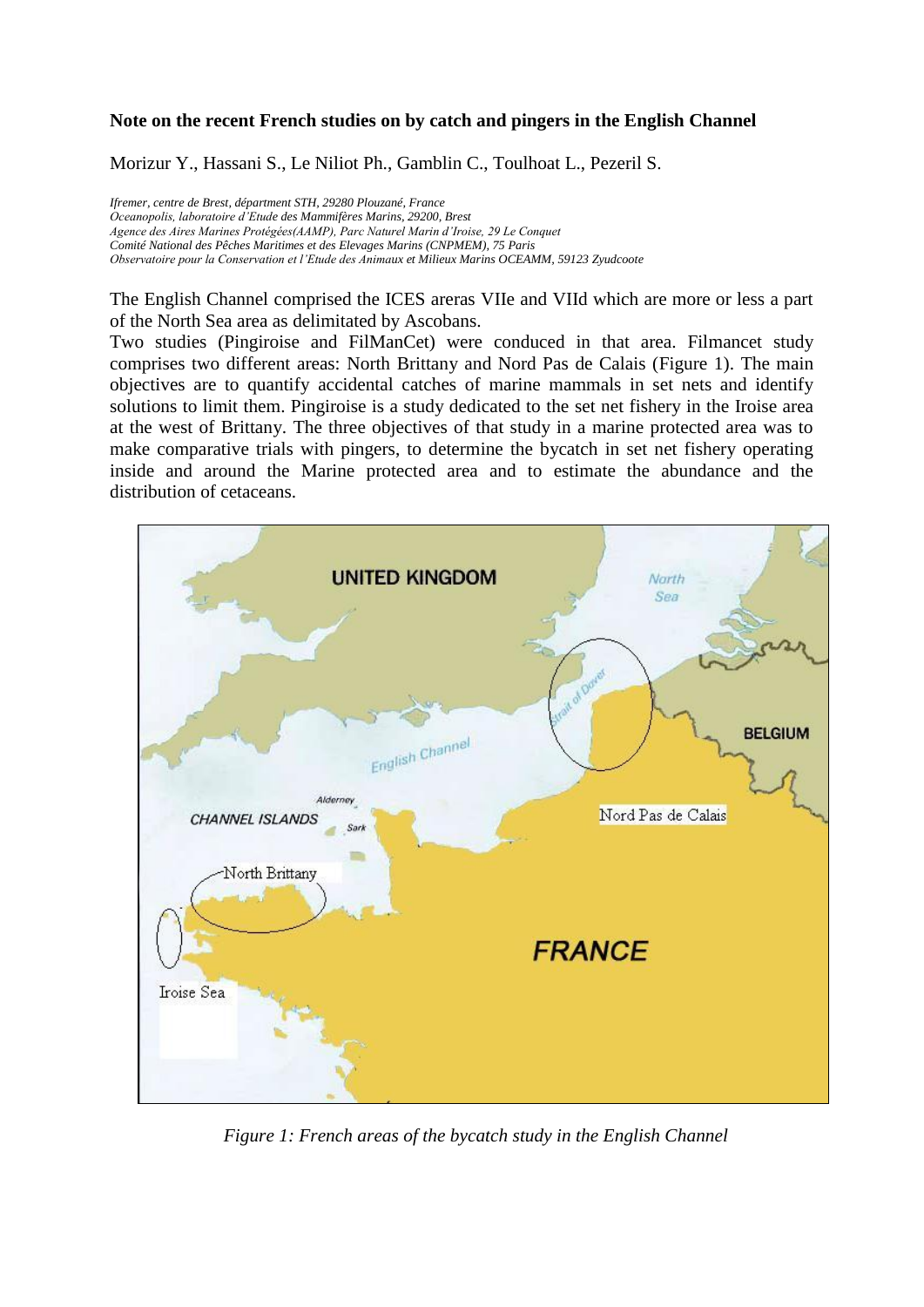**Note on the recent French studies on by catch and pingers in the English Channel**

Morizur Y., Hassani S., Le Niliot Ph., Gamblin C., Toulhoat L., Pezeril S.

*Ifremer, centre de Brest, départment STH, 29280 Plouzané, France*
*Oceanopolis, laboratoire d'Etude des Mammifères Marins, 29200, Brest*
*Agence des Aires Marines Protégées(AAMP), Parc Naturel Marin d'Iroise, 29 Le Conquet*
*Comité National des Pêches Maritimes et des Elevages Marins (CNPMEM), 75 Paris*
*Observatoire pour la Conservation et l'Etude des Animaux et Milieux Marins OCEAMM, 59123 Zyudcoote*

The English Channel comprised the ICES areras VIIe and VIId which are more or less a part of the North Sea area as delimitated by Ascobans.
Two studies (Pingiroise and FilManCet) were conduced in that area. Filmancet study comprises two different areas: North Brittany and Nord Pas de Calais (Figure 1). The main objectives are to quantify accidental catches of marine mammals in set nets and identify solutions to limit them. Pingiroise is a study dedicated to the set net fishery in the Iroise area at the west of Brittany. The three objectives of that study in a marine protected area was to make comparative trials with pingers, to determine the bycatch in set net fishery operating inside and around the Marine protected area and to estimate the abundance and the distribution of cetaceans.

UNITED KINGDOM
North Sea
Strait of Dover
BELGIUM
English Channel
Alderney
CHANNEL ISLANDS
Sark
Nord Pas de Calais
North Brittany
FRANCE
Iroise Sea

*Figure 1: French areas of the bycatch study in the English Channel*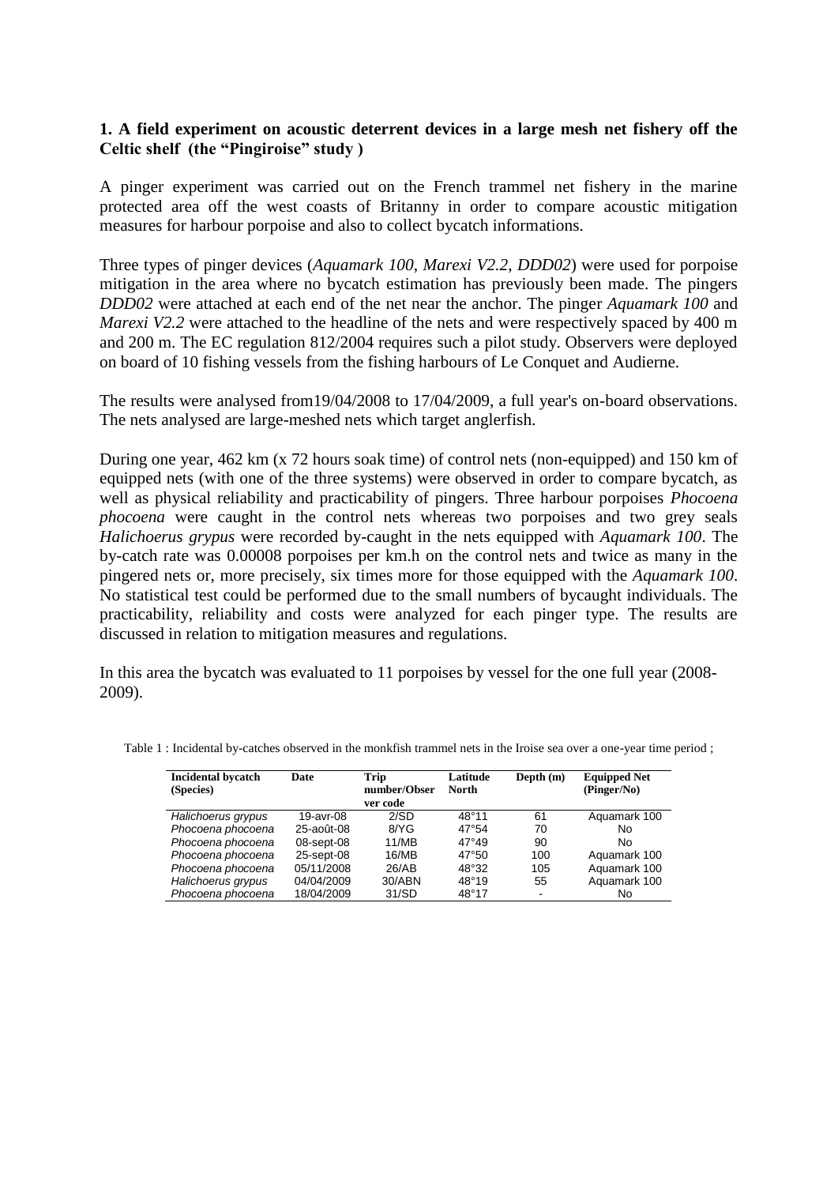## 1. A field experiment on acoustic deterrent devices in a large mesh net fishery off the Celtic shelf (the "Pingiroise" study )

A pinger experiment was carried out on the French trammel net fishery in the marine protected area off the west coasts of Britanny in order to compare acoustic mitigation measures for harbour porpoise and also to collect bycatch informations.

Three types of pinger devices (*Aquamark 100*, *Marexi V2.2*, *DDD02*) were used for porpoise mitigation in the area where no bycatch estimation has previously been made. The pingers *DDD02* were attached at each end of the net near the anchor. The pinger *Aquamark 100* and *Marexi V2.2* were attached to the headline of the nets and were respectively spaced by 400 m and 200 m. The EC regulation 812/2004 requires such a pilot study. Observers were deployed on board of 10 fishing vessels from the fishing harbours of Le Conquet and Audierne.

The results were analysed from19/04/2008 to 17/04/2009, a full year's on-board observations. The nets analysed are large-meshed nets which target anglerfish.

During one year, 462 km (x 72 hours soak time) of control nets (non-equipped) and 150 km of equipped nets (with one of the three systems) were observed in order to compare bycatch, as well as physical reliability and practicability of pingers. Three harbour porpoises *Phocoena phocoena* were caught in the control nets whereas two porpoises and two grey seals *Halichoerus grypus* were recorded by-caught in the nets equipped with *Aquamark 100*. The by-catch rate was 0.00008 porpoises per km.h on the control nets and twice as many in the pingered nets or, more precisely, six times more for those equipped with the *Aquamark 100*. No statistical test could be performed due to the small numbers of bycaught individuals. The practicability, reliability and costs were analyzed for each pinger type. The results are discussed in relation to mitigation measures and regulations.

In this area the bycatch was evaluated to 11 porpoises by vessel for the one full year (2008-2009).

Table 1 : Incidental by-catches observed in the monkfish trammel nets in the Iroise sea over a one-year time period ;

| Incidental bycatch (Species) | Date | Trip number/Observer code | Latitude North | Depth (m) | Equipped Net (Pinger/No) |
|---|---|---|---|---|---|
| *Halichoerus grypus* | 19-avr-08 | 2/SD | 48°11 | 61 | Aquamark 100 |
| *Phocoena phocoena* | 25-août-08 | 8/YG | 47°54 | 70 | No |
| *Phocoena phocoena* | 08-sept-08 | 11/MB | 47°49 | 90 | No |
| *Phocoena phocoena* | 25-sept-08 | 16/MB | 47°50 | 100 | Aquamark 100 |
| *Phocoena phocoena* | 05/11/2008 | 26/AB | 48°32 | 105 | Aquamark 100 |
| *Halichoerus grypus* | 04/04/2009 | 30/ABN | 48°19 | 55 | Aquamark 100 |
| *Phocoena phocoena* | 18/04/2009 | 31/SD | 48°17 | - | No |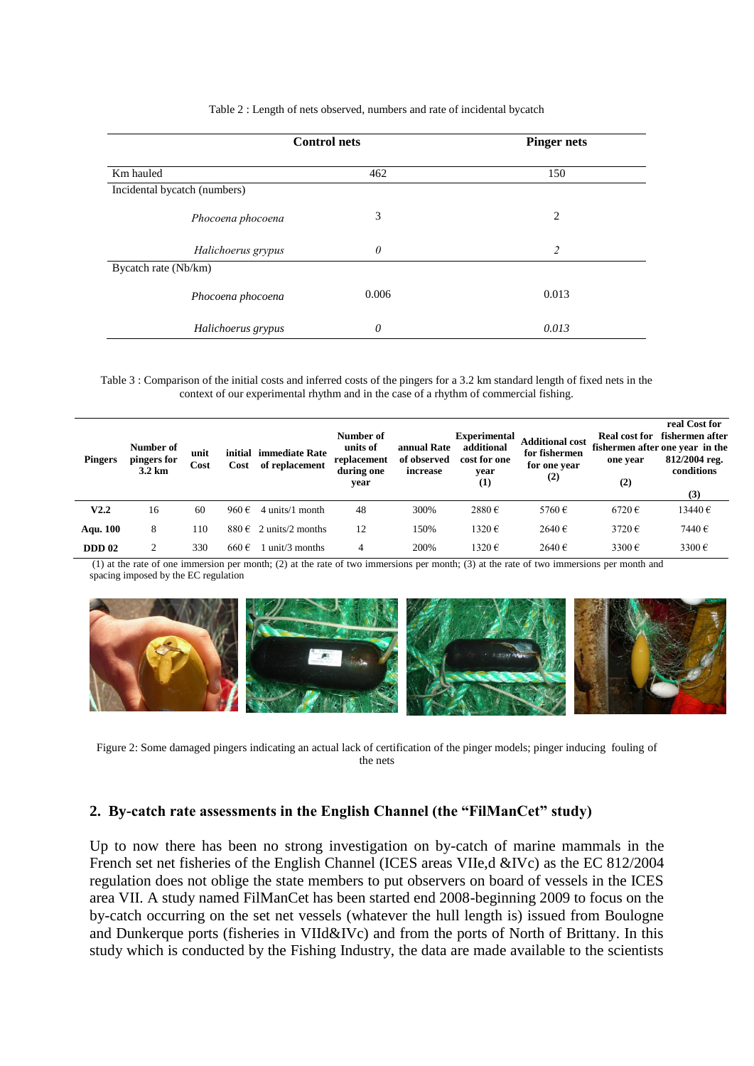Table 2 : Length of nets observed, numbers and rate of incidental bycatch

| | Control nets | Pinger nets |
|---|---|---|
| Km hauled | 462 | 150 |
| Incidental bycatch (numbers) | | |
| *Phocoena phocoena* | 3 | 2 |
| *Halichoerus grypus* | *0* | *2* |
| Bycatch rate (Nb/km) | | |
| *Phocoena phocoena* | 0.006 | 0.013 |
| *Halichoerus grypus* | *0* | *0.013* |

Table 3 : Comparison of the initial costs and inferred costs of the pingers for a 3.2 km standard length of fixed nets in the context of our experimental rhythm and in the case of a rhythm of commercial fishing.

| Pingers | Number of pingers for 3.2 km | unit Cost | initial Cost | immediate Rate of replacement | Number of units of replacement during one year | annual Rate of observed cost increase | Experimental additional cost for one year (1) | Additional cost for fishermen for one year (2) | Real cost for fishermen after one year (2) | real Cost for fishermen after one year in the 812/2004 reg. conditions (3) |
|---|---|---|---|---|---|---|---|---|---|---|
| **V2.2** | 16 | 60 | 960 € | 4 units/1 month | 48 | 300% | 2880 € | 5760 € | 6720 € | 13440 € |
| **Aqu. 100** | 8 | 110 | 880 € | 2 units/2 months | 12 | 150% | 1320 € | 2640 € | 3720 € | 7440 € |
| **DDD 02** | 2 | 330 | 660 € | 1 unit/3 months | 4 | 200% | 1320 € | 2640 € | 3300 € | 3300 € |

(1) at the rate of one immersion per month; (2) at the rate of two immersions per month; (3) at the rate of two immersions per month and spacing imposed by the EC regulation

Figure 2: Some damaged pingers indicating an actual lack of certification of the pinger models; pinger inducing fouling of the nets

## 2. By-catch rate assessments in the English Channel (the "FilManCet" study)

Up to now there has been no strong investigation on by-catch of marine mammals in the French set net fisheries of the English Channel (ICES areas VIIe,d &IVc) as the EC 812/2004 regulation does not oblige the state members to put observers on board of vessels in the ICES area VII. A study named FilManCet has been started end 2008-beginning 2009 to focus on the by-catch occurring on the set net vessels (whatever the hull length is) issued from Boulogne and Dunkerque ports (fisheries in VIId&IVc) and from the ports of North of Brittany. In this study which is conducted by the Fishing Industry, the data are made available to the scientists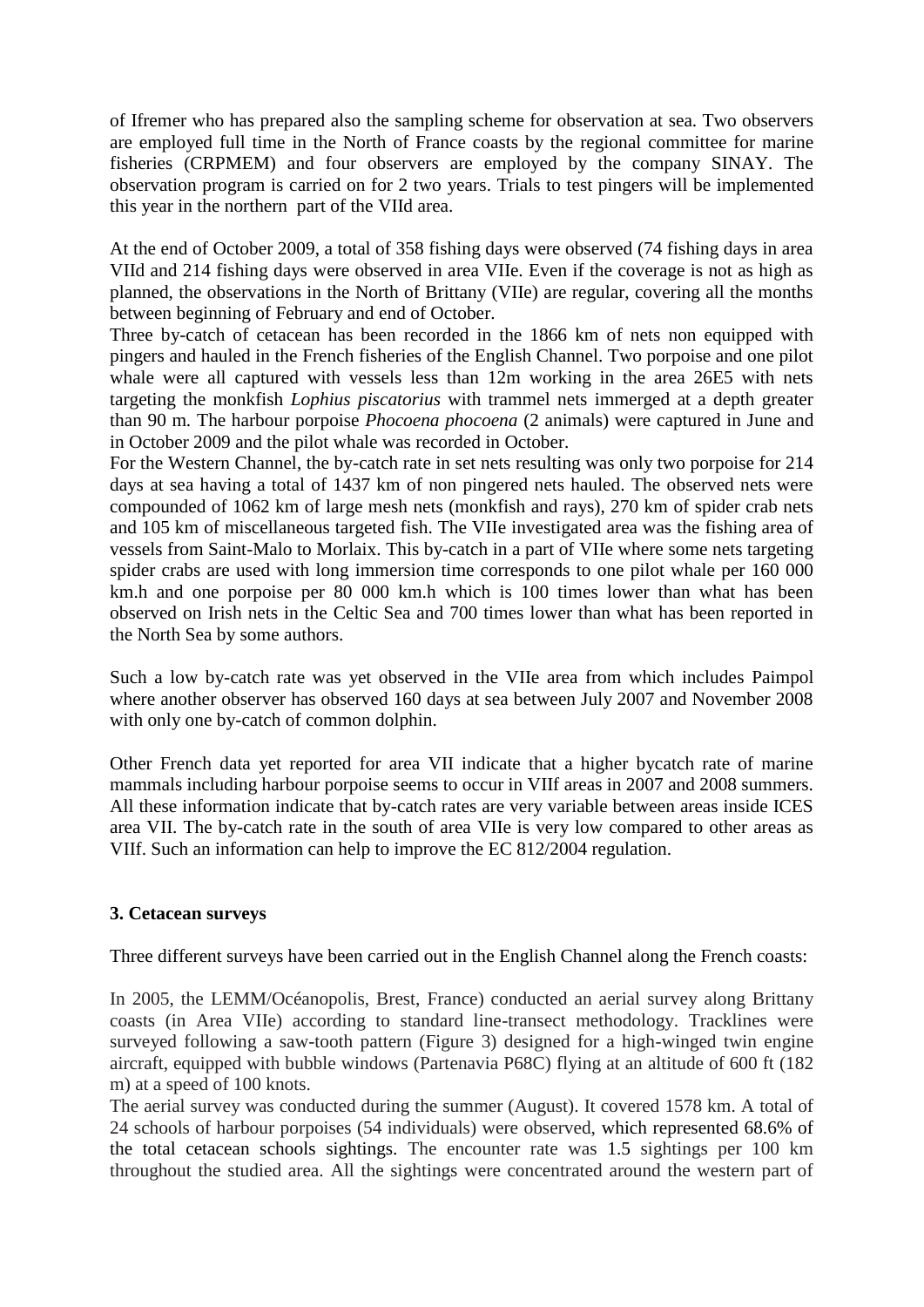of Ifremer who has prepared also the sampling scheme for observation at sea. Two observers are employed full time in the North of France coasts by the regional committee for marine fisheries (CRPMEM) and four observers are employed by the company SINAY. The observation program is carried on for 2 two years. Trials to test pingers will be implemented this year in the northern part of the VIId area.

At the end of October 2009, a total of 358 fishing days were observed (74 fishing days in area VIId and 214 fishing days were observed in area VIIe. Even if the coverage is not as high as planned, the observations in the North of Brittany (VIIe) are regular, covering all the months between beginning of February and end of October.
Three by-catch of cetacean has been recorded in the 1866 km of nets non equipped with pingers and hauled in the French fisheries of the English Channel. Two porpoise and one pilot whale were all captured with vessels less than 12m working in the area 26E5 with nets targeting the monkfish *Lophius piscatorius* with trammel nets immerged at a depth greater than 90 m. The harbour porpoise *Phocoena phocoena* (2 animals) were captured in June and in October 2009 and the pilot whale was recorded in October.
For the Western Channel, the by-catch rate in set nets resulting was only two porpoise for 214 days at sea having a total of 1437 km of non pingered nets hauled. The observed nets were compounded of 1062 km of large mesh nets (monkfish and rays), 270 km of spider crab nets and 105 km of miscellaneous targeted fish. The VIIe investigated area was the fishing area of vessels from Saint-Malo to Morlaix. This by-catch in a part of VIIe where some nets targeting spider crabs are used with long immersion time corresponds to one pilot whale per 160 000 km.h and one porpoise per 80 000 km.h which is 100 times lower than what has been observed on Irish nets in the Celtic Sea and 700 times lower than what has been reported in the North Sea by some authors.

Such a low by-catch rate was yet observed in the VIIe area from which includes Paimpol where another observer has observed 160 days at sea between July 2007 and November 2008 with only one by-catch of common dolphin.

Other French data yet reported for area VII indicate that a higher bycatch rate of marine mammals including harbour porpoise seems to occur in VIIf areas in 2007 and 2008 summers. All these information indicate that by-catch rates are very variable between areas inside ICES area VII. The by-catch rate in the south of area VIIe is very low compared to other areas as VIIf. Such an information can help to improve the EC 812/2004 regulation.

### 3. Cetacean surveys

Three different surveys have been carried out in the English Channel along the French coasts:

In 2005, the LEMM/Océanopolis, Brest, France) conducted an aerial survey along Brittany coasts (in Area VIIe) according to standard line-transect methodology. Tracklines were surveyed following a saw-tooth pattern (Figure 3) designed for a high-winged twin engine aircraft, equipped with bubble windows (Partenavia P68C) flying at an altitude of 600 ft (182 m) at a speed of 100 knots.
The aerial survey was conducted during the summer (August). It covered 1578 km. A total of 24 schools of harbour porpoises (54 individuals) were observed, which represented 68.6% of the total cetacean schools sightings. The encounter rate was 1.5 sightings per 100 km throughout the studied area. All the sightings were concentrated around the western part of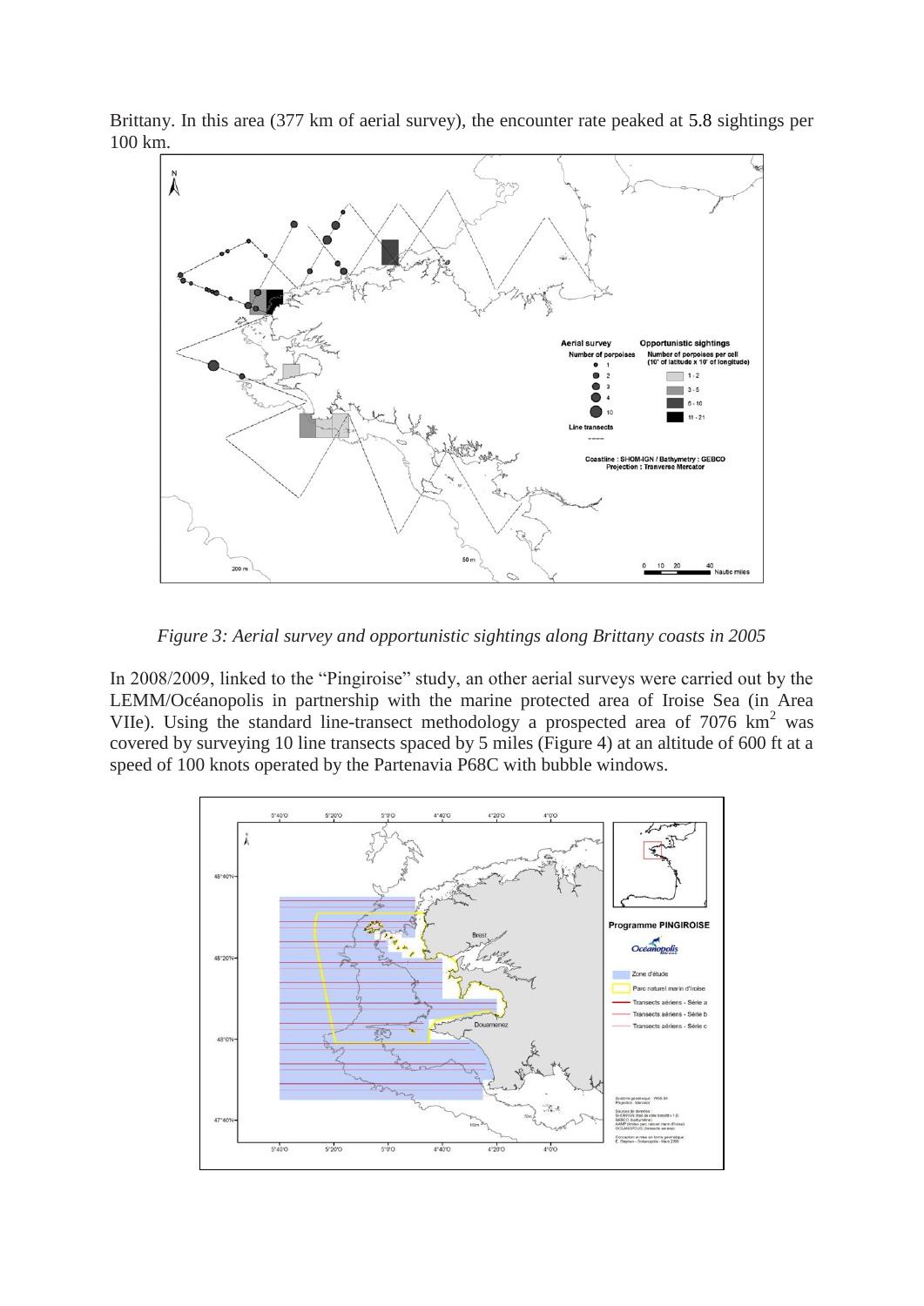Brittany. In this area (377 km of aerial survey), the encounter rate peaked at 5.8 sightings per 100 km.

N

Aerial survey
Number of porpoises
1
2
3
4
10
Line transects

Opportunistic sightings
Number of porpoises per cell (10' of latitude x 10' of longitude)
1 - 2
3 - 5
6 - 10
11 - 21

Coastline : SHOM-IGN / Bathymetry : GEBCO
Projection : Tranverse Mercator

200 m
50 m
0 10 20 40 Nautic miles

*Figure 3: Aerial survey and opportunistic sightings along Brittany coasts in 2005*

In 2008/2009, linked to the "Pingiroise" study, an other aerial surveys were carried out by the LEMM/Océanopolis in partnership with the marine protected area of Iroise Sea (in Area VIIe). Using the standard line-transect methodology a prospected area of 7076 km$^2$ was covered by surveying 10 line transects spaced by 5 miles (Figure 4) at an altitude of 600 ft at a speed of 100 knots operated by the Partenavia P68C with bubble windows.

5°40'O 5°20'O 5°0'O 4°40'O 4°20'O 4°0'O

48°40'N
48°20'N
48°0'N
47°40'N

Brest
Douarnenez

Programme PINGIROISE
Océanopolis

Zone d'étude
Parc naturel marin d'Iroise
Transects aériens - Série a
Transects aériens - Série b
Transects aériens - Série c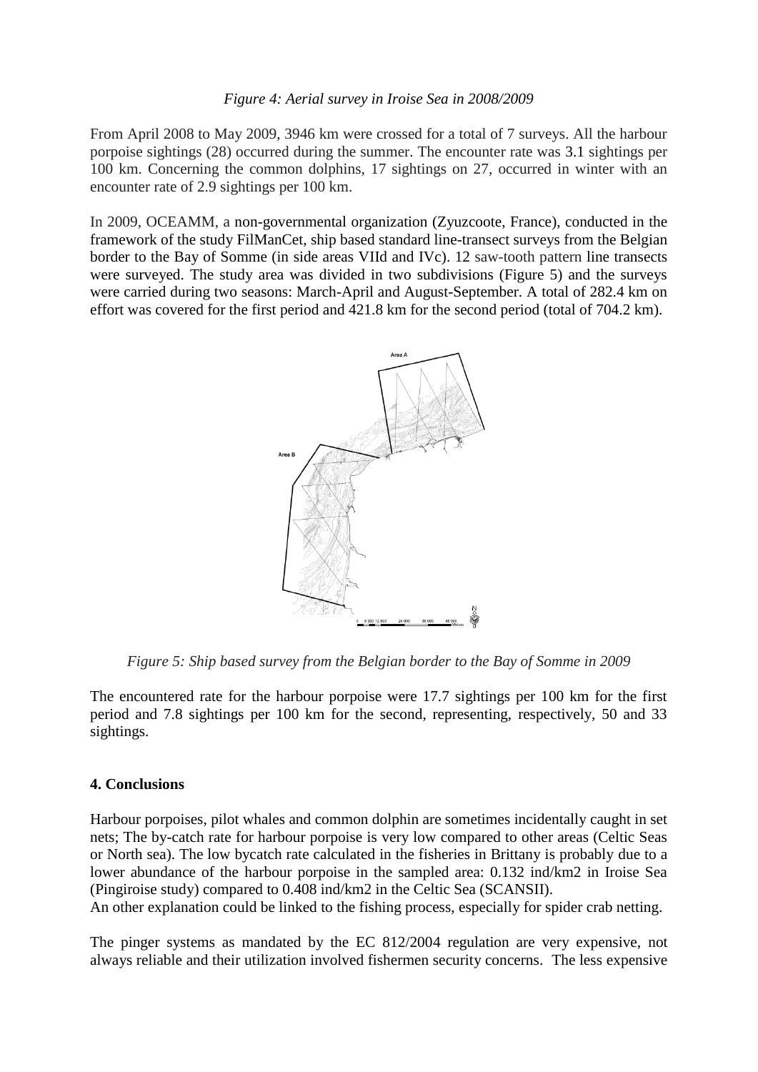*Figure 4: Aerial survey in Iroise Sea in 2008/2009*

From April 2008 to May 2009, 3946 km were crossed for a total of 7 surveys. All the harbour porpoise sightings (28) occurred during the summer. The encounter rate was 3.1 sightings per 100 km. Concerning the common dolphins, 17 sightings on 27, occurred in winter with an encounter rate of 2.9 sightings per 100 km.

In 2009, OCEAMM, a non-governmental organization (Zyuzcoote, France), conducted in the framework of the study FilManCet, ship based standard line-transect surveys from the Belgian border to the Bay of Somme (in side areas VIId and IVc). 12 saw-tooth pattern line transects were surveyed. The study area was divided in two subdivisions (Figure 5) and the surveys were carried during two seasons: March-April and August-September. A total of 282.4 km on effort was covered for the first period and 421.8 km for the second period (total of 704.2 km).

Area A

Area B

0 6 000 12 000 24 000 36 000 48 000 Meters

N

*Figure 5: Ship based survey from the Belgian border to the Bay of Somme in 2009*

The encountered rate for the harbour porpoise were 17.7 sightings per 100 km for the first period and 7.8 sightings per 100 km for the second, representing, respectively, 50 and 33 sightings.

## 4. Conclusions

Harbour porpoises, pilot whales and common dolphin are sometimes incidentally caught in set nets; The by-catch rate for harbour porpoise is very low compared to other areas (Celtic Seas or North sea). The low bycatch rate calculated in the fisheries in Brittany is probably due to a lower abundance of the harbour porpoise in the sampled area: 0.132 ind/km2 in Iroise Sea (Pingiroise study) compared to 0.408 ind/km2 in the Celtic Sea (SCANSII).
An other explanation could be linked to the fishing process, especially for spider crab netting.

The pinger systems as mandated by the EC 812/2004 regulation are very expensive, not always reliable and their utilization involved fishermen security concerns. The less expensive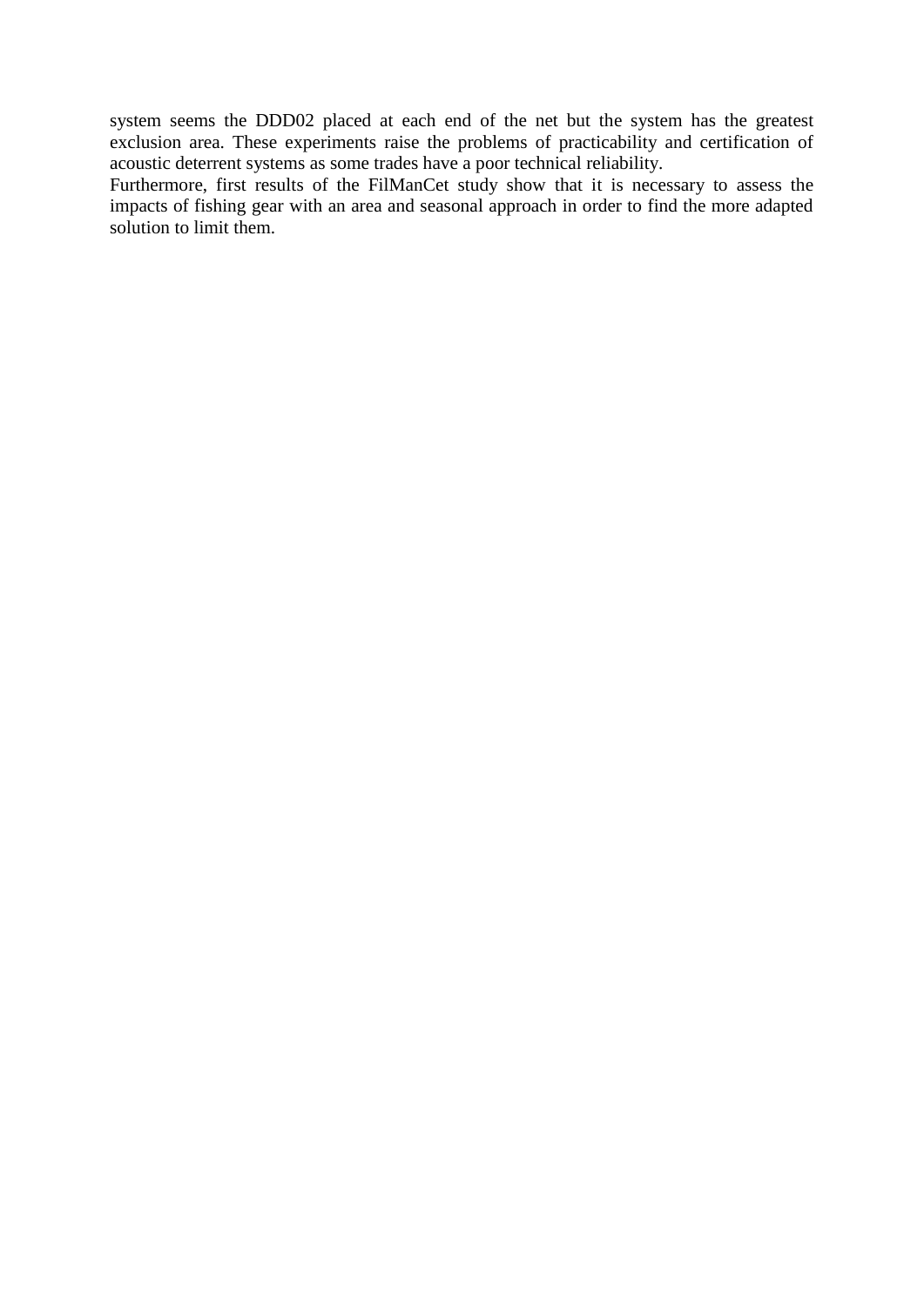system seems the DDD02 placed at each end of the net but the system has the greatest exclusion area. These experiments raise the problems of practicability and certification of acoustic deterrent systems as some trades have a poor technical reliability.

Furthermore, first results of the FilManCet study show that it is necessary to assess the impacts of fishing gear with an area and seasonal approach in order to find the more adapted solution to limit them.